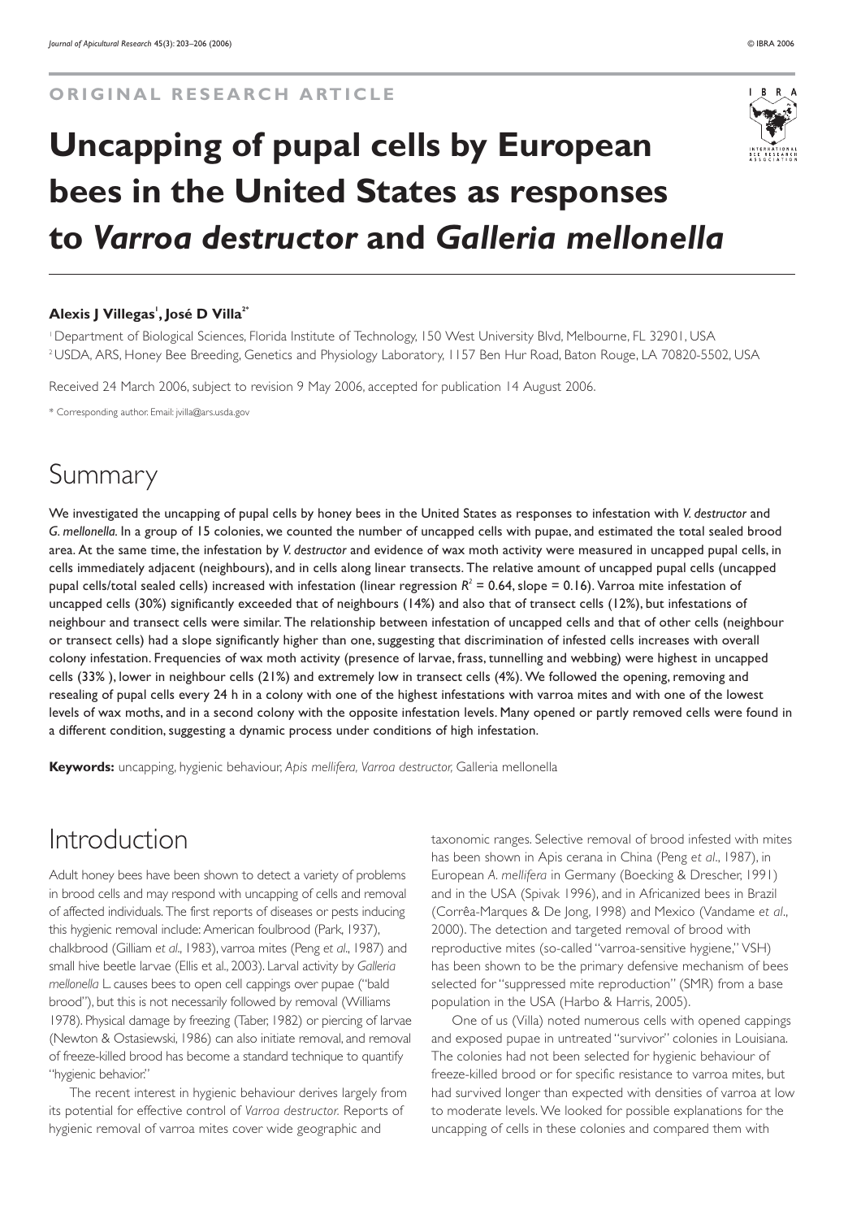ORIGINAL RESEARCH ARTICLE

# Uncapping of pupal cells by European bees in the United States as responses to *Varroa destructor* and *Galleria mellonella*

**Alexis J Villegas[1], José D Villa[2*]**

[1] Department of Biological Sciences, Florida Institute of Technology, 150 West University Blvd, Melbourne, FL 32901, USA
[2] USDA, ARS, Honey Bee Breeding, Genetics and Physiology Laboratory, 1157 Ben Hur Road, Baton Rouge, LA 70820-5502, USA

Received 24 March 2006, subject to revision 9 May 2006, accepted for publication 14 August 2006.

\* Corresponding author: Email: jvilla@ars.usda.gov

## Summary

We investigated the uncapping of pupal cells by honey bees in the United States as responses to infestation with *V. destructor* and *G. mellonella*. In a group of 15 colonies, we counted the number of uncapped cells with pupae, and estimated the total sealed brood area. At the same time, the infestation by *V. destructor* and evidence of wax moth activity were measured in uncapped pupal cells, in cells immediately adjacent (neighbours), and in cells along linear transects. The relative amount of uncapped pupal cells (uncapped pupal cells/total sealed cells) increased with infestation (linear regression $R^2$ = 0.64, slope = 0.16). Varroa mite infestation of uncapped cells (30%) significantly exceeded that of neighbours (14%) and also that of transect cells (12%), but infestations of neighbour and transect cells were similar. The relationship between infestation of uncapped cells and that of other cells (neighbour or transect cells) had a slope significantly higher than one, suggesting that discrimination of infested cells increases with overall colony infestation. Frequencies of wax moth activity (presence of larvae, frass, tunnelling and webbing) were highest in uncapped cells (33% ), lower in neighbour cells (21%) and extremely low in transect cells (4%). We followed the opening, removing and resealing of pupal cells every 24 h in a colony with one of the highest infestations with varroa mites and with one of the lowest levels of wax moths, and in a second colony with the opposite infestation levels. Many opened or partly removed cells were found in a different condition, suggesting a dynamic process under conditions of high infestation.

**Keywords:** uncapping, hygienic behaviour, *Apis mellifera, Varroa destructor,* Galleria mellonella

## Introduction

Adult honey bees have been shown to detect a variety of problems in brood cells and may respond with uncapping of cells and removal of affected individuals. The first reports of diseases or pests inducing this hygienic removal include: American foulbrood (Park, 1937), chalkbrood (Gilliam *et al*., 1983), varroa mites (Peng *et al*., 1987) and small hive beetle larvae (Ellis et al., 2003). Larval activity by *Galleria mellonella* L. causes bees to open cell cappings over pupae ("bald brood"), but this is not necessarily followed by removal (Williams 1978). Physical damage by freezing (Taber, 1982) or piercing of larvae (Newton & Ostasiewski, 1986) can also initiate removal, and removal of freeze-killed brood has become a standard technique to quantify "hygienic behavior."

The recent interest in hygienic behaviour derives largely from its potential for effective control of *Varroa destructor.* Reports of hygienic removal of varroa mites cover wide geographic and taxonomic ranges. Selective removal of brood infested with mites has been shown in Apis cerana in China (Peng *et al*., 1987), in European *A. mellifera* in Germany (Boecking & Drescher, 1991) and in the USA (Spivak 1996), and in Africanized bees in Brazil (Corrêa-Marques & De Jong, 1998) and Mexico (Vandame *et al*., 2000). The detection and targeted removal of brood with reproductive mites (so-called "varroa-sensitive hygiene," VSH) has been shown to be the primary defensive mechanism of bees selected for "suppressed mite reproduction" (SMR) from a base population in the USA (Harbo & Harris, 2005).

One of us (Villa) noted numerous cells with opened cappings and exposed pupae in untreated "survivor" colonies in Louisiana. The colonies had not been selected for hygienic behaviour of freeze-killed brood or for specific resistance to varroa mites, but had survived longer than expected with densities of varroa at low to moderate levels. We looked for possible explanations for the uncapping of cells in these colonies and compared them with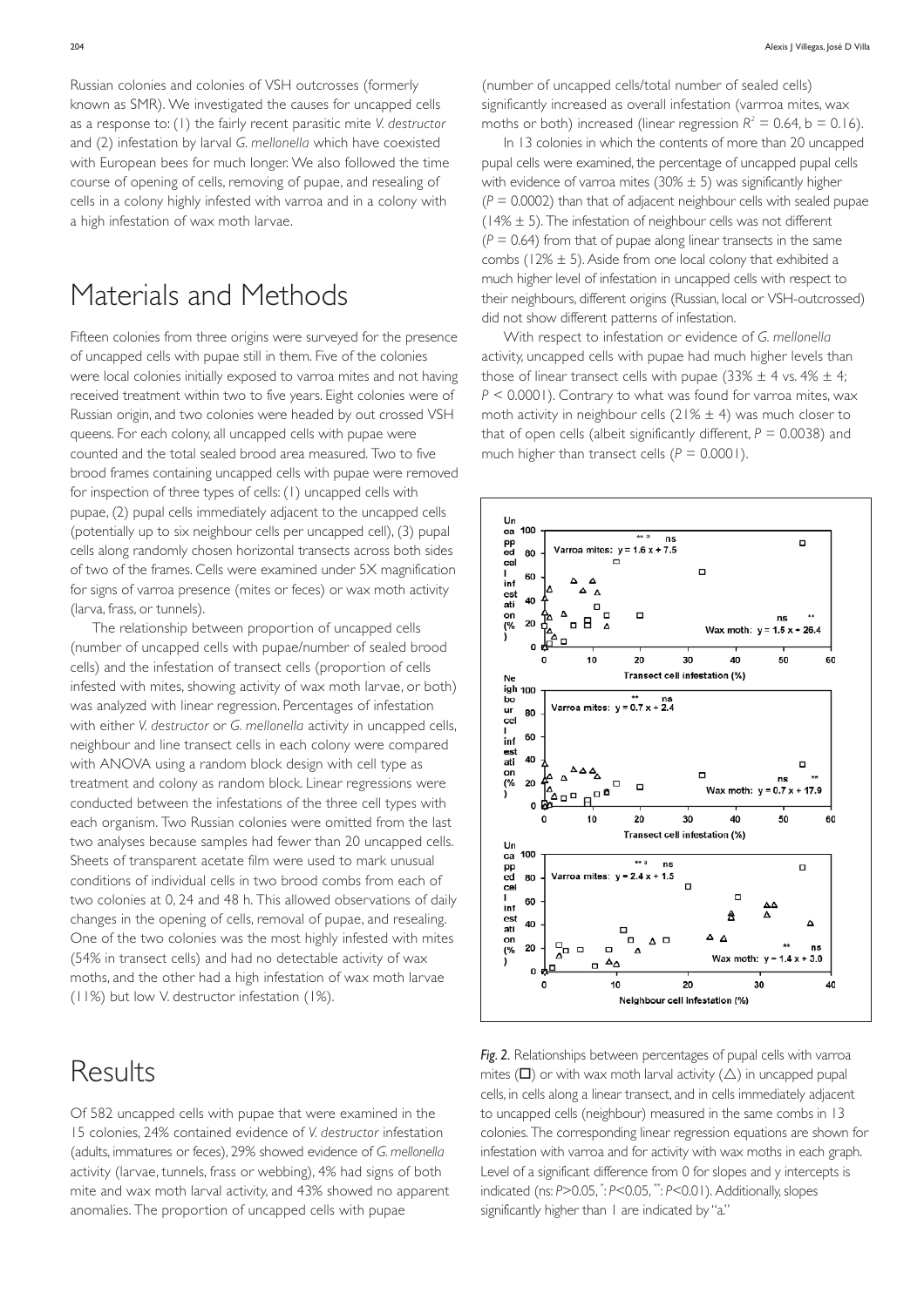Russian colonies and colonies of VSH outcrosses (formerly known as SMR). We investigated the causes for uncapped cells as a response to: (1) the fairly recent parasitic mite *V. destructor* and (2) infestation by larval *G. mellonella* which have coexisted with European bees for much longer. We also followed the time course of opening of cells, removing of pupae, and resealing of cells in a colony highly infested with varroa and in a colony with a high infestation of wax moth larvae.

# Materials and Methods

Fifteen colonies from three origins were surveyed for the presence of uncapped cells with pupae still in them. Five of the colonies were local colonies initially exposed to varroa mites and not having received treatment within two to five years. Eight colonies were of Russian origin, and two colonies were headed by out crossed VSH queens. For each colony, all uncapped cells with pupae were counted and the total sealed brood area measured. Two to five brood frames containing uncapped cells with pupae were removed for inspection of three types of cells: (1) uncapped cells with pupae, (2) pupal cells immediately adjacent to the uncapped cells (potentially up to six neighbour cells per uncapped cell), (3) pupal cells along randomly chosen horizontal transects across both sides of two of the frames. Cells were examined under 5X magnification for signs of varroa presence (mites or feces) or wax moth activity (larva, frass, or tunnels).

The relationship between proportion of uncapped cells (number of uncapped cells with pupae/number of sealed brood cells) and the infestation of transect cells (proportion of cells infested with mites, showing activity of wax moth larvae, or both) was analyzed with linear regression. Percentages of infestation with either *V. destructor* or *G. mellonella* activity in uncapped cells, neighbour and line transect cells in each colony were compared with ANOVA using a random block design with cell type as treatment and colony as random block. Linear regressions were conducted between the infestations of the three cell types with each organism. Two Russian colonies were omitted from the last two analyses because samples had fewer than 20 uncapped cells. Sheets of transparent acetate film were used to mark unusual conditions of individual cells in two brood combs from each of two colonies at 0, 24 and 48 h. This allowed observations of daily changes in the opening of cells, removal of pupae, and resealing. One of the two colonies was the most highly infested with mites (54% in transect cells) and had no detectable activity of wax moths, and the other had a high infestation of wax moth larvae (11%) but low V. destructor infestation (1%).

# Results

Of 582 uncapped cells with pupae that were examined in the 15 colonies, 24% contained evidence of *V. destructor* infestation (adults, immatures or feces), 29% showed evidence of *G. mellonella* activity (larvae, tunnels, frass or webbing), 4% had signs of both mite and wax moth larval activity, and 43% showed no apparent anomalies. The proportion of uncapped cells with pupae (number of uncapped cells/total number of sealed cells) significantly increased as overall infestation (varrroa mites, wax moths or both) increased (linear regression $R^2 = 0.64$, $b = 0.16$).

In 13 colonies in which the contents of more than 20 uncapped pupal cells were examined, the percentage of uncapped pupal cells with evidence of varroa mites (30% ± 5) was significantly higher ($P = 0.0002$) than that of adjacent neighbour cells with sealed pupae (14% ± 5). The infestation of neighbour cells was not different ($P = 0.64$) from that of pupae along linear transects in the same combs (12% ± 5). Aside from one local colony that exhibited a much higher level of infestation in uncapped cells with respect to their neighbours, different origins (Russian, local or VSH-outcrossed) did not show different patterns of infestation.

With respect to infestation or evidence of *G. mellonella* activity, uncapped cells with pupae had much higher levels than those of linear transect cells with pupae (33% ± 4 vs. 4% ± 4; $P < 0.0001$). Contrary to what was found for varroa mites, wax moth activity in neighbour cells (21% ± 4) was much closer to that of open cells (albeit significantly different, $P = 0.0038$) and much higher than transect cells ($P = 0.0001$).

*Fig. 2.* Relationships between percentages of pupal cells with varroa mites (□) or with wax moth larval activity (△) in uncapped pupal cells, in cells along a linear transect, and in cells immediately adjacent to uncapped cells (neighbour) measured in the same combs in 13 colonies. The corresponding linear regression equations are shown for infestation with varroa and for activity with wax moths in each graph. Level of a significant difference from 0 for slopes and y intercepts is indicated (ns: $P>0.05$, *: $P<0.05$, **: $P<0.01$). Additionally, slopes significantly higher than 1 are indicated by "a."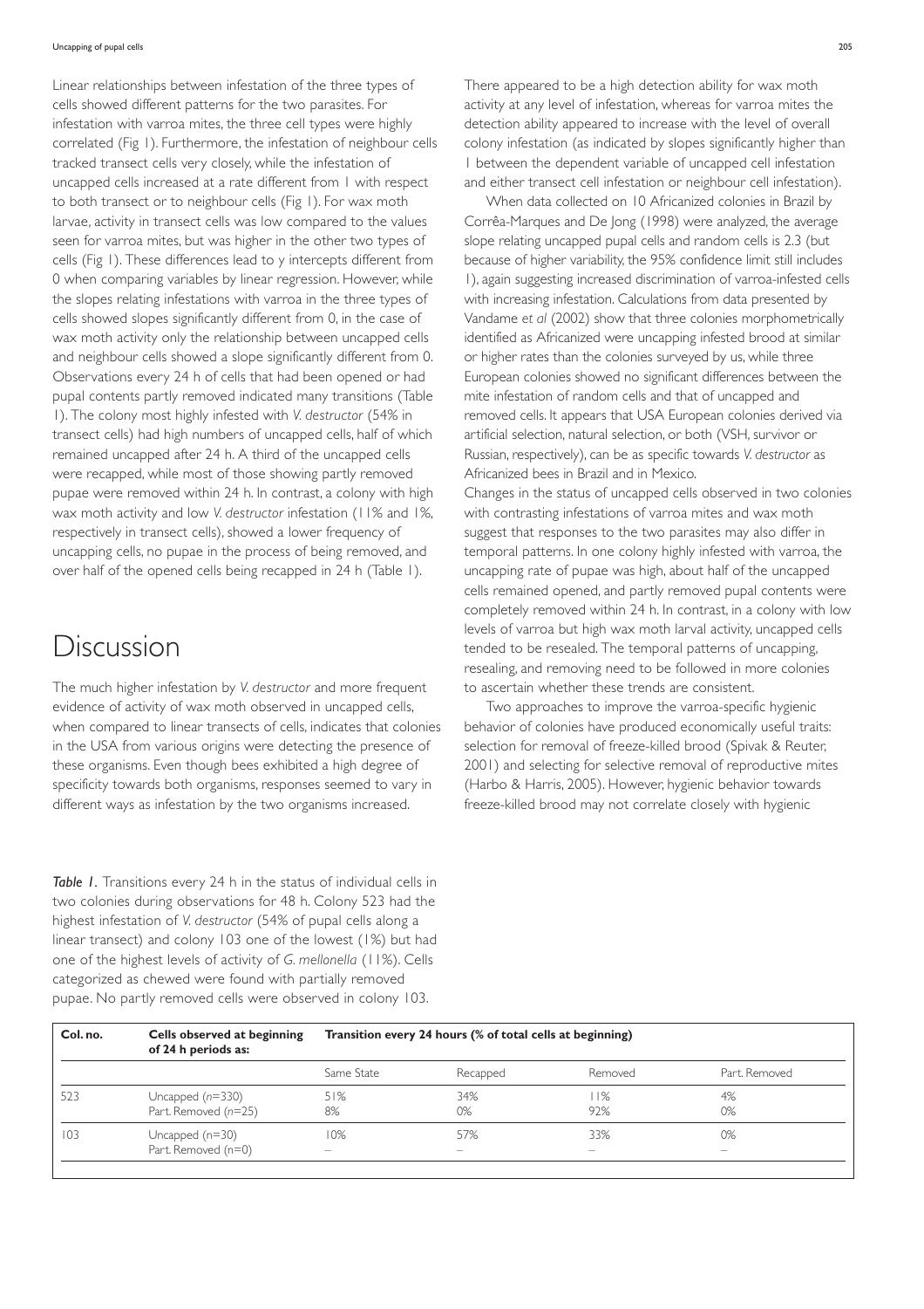Linear relationships between infestation of the three types of cells showed different patterns for the two parasites. For infestation with varroa mites, the three cell types were highly correlated (Fig 1). Furthermore, the infestation of neighbour cells tracked transect cells very closely, while the infestation of uncapped cells increased at a rate different from 1 with respect to both transect or to neighbour cells (Fig 1). For wax moth larvae, activity in transect cells was low compared to the values seen for varroa mites, but was higher in the other two types of cells (Fig 1). These differences lead to y intercepts different from 0 when comparing variables by linear regression. However, while the slopes relating infestations with varroa in the three types of cells showed slopes significantly different from 0, in the case of wax moth activity only the relationship between uncapped cells and neighbour cells showed a slope significantly different from 0. Observations every 24 h of cells that had been opened or had pupal contents partly removed indicated many transitions (Table 1). The colony most highly infested with *V. destructor* (54% in transect cells) had high numbers of uncapped cells, half of which remained uncapped after 24 h. A third of the uncapped cells were recapped, while most of those showing partly removed pupae were removed within 24 h. In contrast, a colony with high wax moth activity and low *V. destructor* infestation (11% and 1%, respectively in transect cells), showed a lower frequency of uncapping cells, no pupae in the process of being removed, and over half of the opened cells being recapped in 24 h (Table 1).

# Discussion

The much higher infestation by *V. destructor* and more frequent evidence of activity of wax moth observed in uncapped cells, when compared to linear transects of cells, indicates that colonies in the USA from various origins were detecting the presence of these organisms. Even though bees exhibited a high degree of specificity towards both organisms, responses seemed to vary in different ways as infestation by the two organisms increased.

There appeared to be a high detection ability for wax moth activity at any level of infestation, whereas for varroa mites the detection ability appeared to increase with the level of overall colony infestation (as indicated by slopes significantly higher than 1 between the dependent variable of uncapped cell infestation and either transect cell infestation or neighbour cell infestation).

When data collected on 10 Africanized colonies in Brazil by Corrêa-Marques and De Jong (1998) were analyzed, the average slope relating uncapped pupal cells and random cells is 2.3 (but because of higher variability, the 95% confidence limit still includes 1), again suggesting increased discrimination of varroa-infested cells with increasing infestation. Calculations from data presented by Vandame *et al* (2002) show that three colonies morphometrically identified as Africanized were uncapping infested brood at similar or higher rates than the colonies surveyed by us, while three European colonies showed no significant differences between the mite infestation of random cells and that of uncapped and removed cells. It appears that USA European colonies derived via artificial selection, natural selection, or both (VSH, survivor or Russian, respectively), can be as specific towards *V. destructor* as Africanized bees in Brazil and in Mexico.

Changes in the status of uncapped cells observed in two colonies with contrasting infestations of varroa mites and wax moth suggest that responses to the two parasites may also differ in temporal patterns. In one colony highly infested with varroa, the uncapping rate of pupae was high, about half of the uncapped cells remained opened, and partly removed pupal contents were completely removed within 24 h. In contrast, in a colony with low levels of varroa but high wax moth larval activity, uncapped cells tended to be resealed. The temporal patterns of uncapping, resealing, and removing need to be followed in more colonies to ascertain whether these trends are consistent.

Two approaches to improve the varroa-specific hygienic behavior of colonies have produced economically useful traits: selection for removal of freeze-killed brood (Spivak & Reuter, 2001) and selecting for selective removal of reproductive mites (Harbo & Harris, 2005). However, hygienic behavior towards freeze-killed brood may not correlate closely with hygienic

***Table 1.*** Transitions every 24 h in the status of individual cells in two colonies during observations for 48 h. Colony 523 had the highest infestation of *V. destructor* (54% of pupal cells along a linear transect) and colony 103 one of the lowest (1%) but had one of the highest levels of activity of *G. mellonella* (11%). Cells categorized as chewed were found with partially removed pupae. No partly removed cells were observed in colony 103.

| Col. no. | Cells observed at beginning of 24 h periods as: | Transition every 24 hours (% of total cells at beginning) | | | |
|---|---|---|---|---|---|
| | | Same State | Recapped | Removed | Part. Removed |
| 523 | Uncapped ($n$=330) | 51% | 34% | 11% | 4% |
| | Part. Removed ($n$=25) | 8% | 0% | 92% | 0% |
| 103 | Uncapped (n=30) | 10% | 57% | 33% | 0% |
| | Part. Removed (n=0) | – | – | – | – |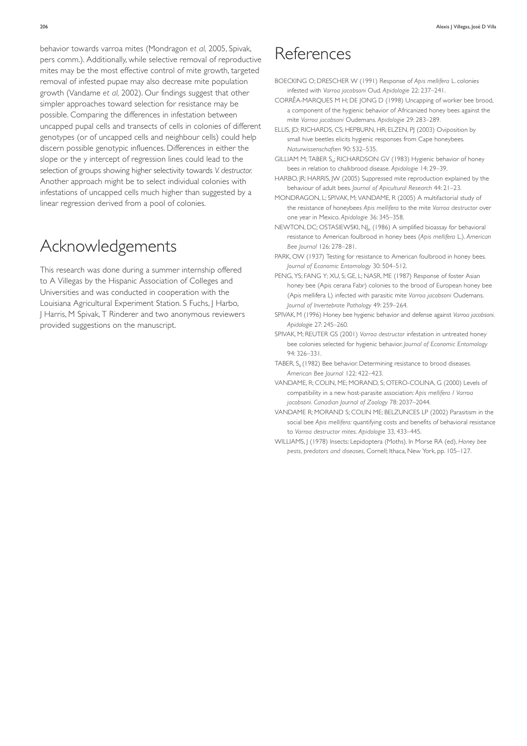behavior towards varroa mites (Mondragon *et al,* 2005, Spivak, pers comm.). Additionally, while selective removal of reproductive mites may be the most effective control of mite growth, targeted removal of infested pupae may also decrease mite population growth (Vandame *et al,* 2002). Our findings suggest that other simpler approaches toward selection for resistance may be possible. Comparing the differences in infestation between uncapped pupal cells and transects of cells in colonies of different genotypes (or of uncapped cells and neighbour cells) could help discern possible genotypic influences. Differences in either the slope or the y intercept of regression lines could lead to the selection of groups showing higher selectivity towards *V. destructor.* Another approach might be to select individual colonies with infestations of uncapped cells much higher than suggested by a linear regression derived from a pool of colonies.

# Acknowledgements

This research was done during a summer internship offered to A Villegas by the Hispanic Association of Colleges and Universities and was conducted in cooperation with the Louisiana Agricultural Experiment Station. S Fuchs, J Harbo, J Harris, M Spivak, T Rinderer and two anonymous reviewers provided suggestions on the manuscript.

# References

BOECKING O; DRESCHER W (1991) Response of *Apis mellifera* L. colonies infested with *Varroa jacobsoni* Oud. *Apidologie* 22: 237–241.

CORRÊA-MARQUES M H; DE JONG D (1998) Uncapping of worker bee brood, a component of the hygienic behavior of Africanized honey bees against the mite *Varroa jacobsoni* Oudemans. *Apidologie* 29: 283–289.

ELLIS, JD; RICHARDS, CS; HEPBURN, HR; ELZEN, PJ (2003) Oviposition by small hive beetles elicits hygienic responses from Cape honeybees. *Naturwissenschaften* 90: 532–535.

GILLIAM M; TABER $S_{III}$; RICHARDSON GV (1983) Hygienic behavior of honey bees in relation to chalkbrood disease. *Apidologie* 14: 29–39.

HARBO, JR; HARRIS, JW (2005) Suppressed mite reproduction explained by the behaviour of adult bees. *Journal of Apicultural Research* 44: 21–23.

MONDRAGON, L; SPIVAK, M; VANDAME, R (2005) A multifactorial study of the resistance of honeybees *Apis mellifera* to the mite *Varroa destructor* over one year in Mexico. *Apidologie* 36: 345–358.

NEWTON, DC; OSTASIEWSKI, $NJ_{Jr}$ (1986) A simplified bioassay for behavioral resistance to American foulbrood in honey bees (*Apis mellifera* L.). *American Bee Journal* 126: 278–281.

PARK, OW (1937) Testing for resistance to American foulbrood in honey bees. *Journal of Economic Entomology* 30: 504–512.

PENG, YS; FANG Y; XU, S; GE, L; NASR, ME (1987) Response of foster Asian honey bee (Apis cerana Fabr) colonies to the brood of European honey bee (Apis mellifera L) infected with parasitic mite *Varroa jacobsoni* Oudemans. *Journal of Invertebrate Pathology* 49: 259–264.

SPIVAK, M (1996) Honey bee hygienic behavior and defense against *Varroa jacobsoni. Apidologie* 27: 245–260.

SPIVAK, M; REUTER GS (2001) *Varroa destructor* infestation in untreated honey bee colonies selected for hygienic behavior. *Journal of Economic Entomology* 94: 326–331.

TABER, $S_{III}$ (1982) Bee behavior. Determining resistance to brood diseases. *American Bee Journal* 122: 422–423.

VANDAME, R; COLIN, ME; MORAND, S; OTERO-COLINA, G (2000) Levels of compatibility in a new host-parasite association: *Apis mellifera / Varroa jacobsoni. Canadian Journal of Zoology* 78: 2037–2044.

VANDAME R; MORAND S; COLIN ME; BELZUNCES LP (2002) Parasitism in the social bee *Apis mellifera:* quantifying costs and benefits of behavioral resistance to *Varroa destructor mites. Apidologie* 33, 433–445.

WILLIAMS, J (1978) Insects: Lepidoptera (Moths). In Morse RA (ed), *Honey bee pests, predators and diseases,* Cornell; Ithaca, New York, pp. 105–127.